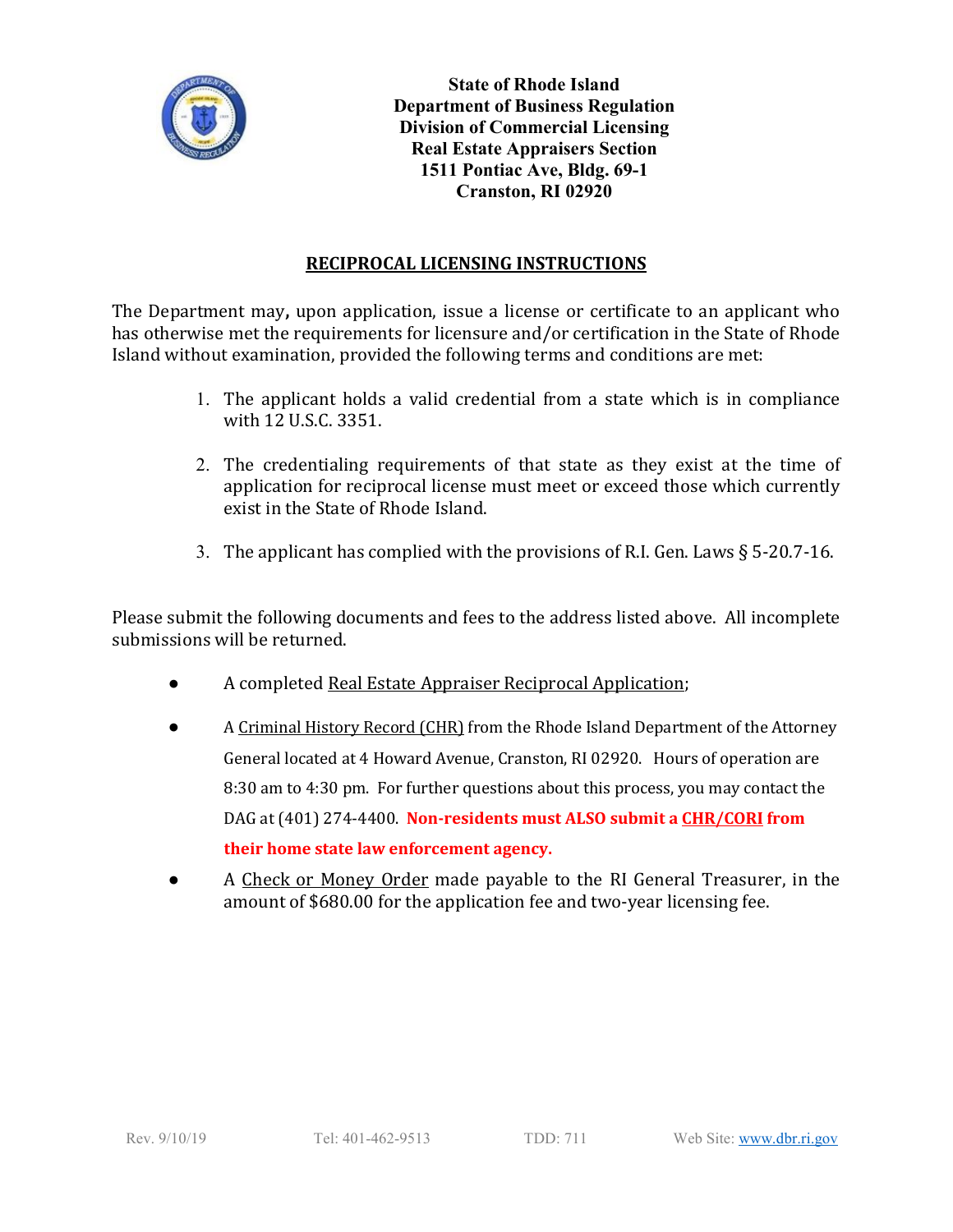**State of Rhode Island**
**Department of Business Regulation**
**Division of Commercial Licensing**
**Real Estate Appraisers Section**
**1511 Pontiac Ave, Bldg. 69-1**
**Cranston, RI 02920**

# RECIPROCAL LICENSING INSTRUCTIONS

The Department may**,** upon application, issue a license or certificate to an applicant who has otherwise met the requirements for licensure and/or certification in the State of Rhode Island without examination, provided the following terms and conditions are met:

1. The applicant holds a valid credential from a state which is in compliance with 12 U.S.C. 3351.
2. The credentialing requirements of that state as they exist at the time of application for reciprocal license must meet or exceed those which currently exist in the State of Rhode Island.
3. The applicant has complied with the provisions of R.I. Gen. Laws § 5-20.7-16.

Please submit the following documents and fees to the address listed above. All incomplete submissions will be returned.

- A completed Real Estate Appraiser Reciprocal Application;
- A Criminal History Record (CHR) from the Rhode Island Department of the Attorney General located at 4 Howard Avenue, Cranston, RI 02920. Hours of operation are 8:30 am to 4:30 pm. For further questions about this process, you may contact the DAG at (401) 274-4400. **Non-residents must ALSO submit a CHR/CORI from their home state law enforcement agency.**
- A Check or Money Order made payable to the RI General Treasurer, in the amount of $680.00 for the application fee and two-year licensing fee.

Rev. 9/10/19 Tel: 401-462-9513 TDD: 711 Web Site: www.dbr.ri.gov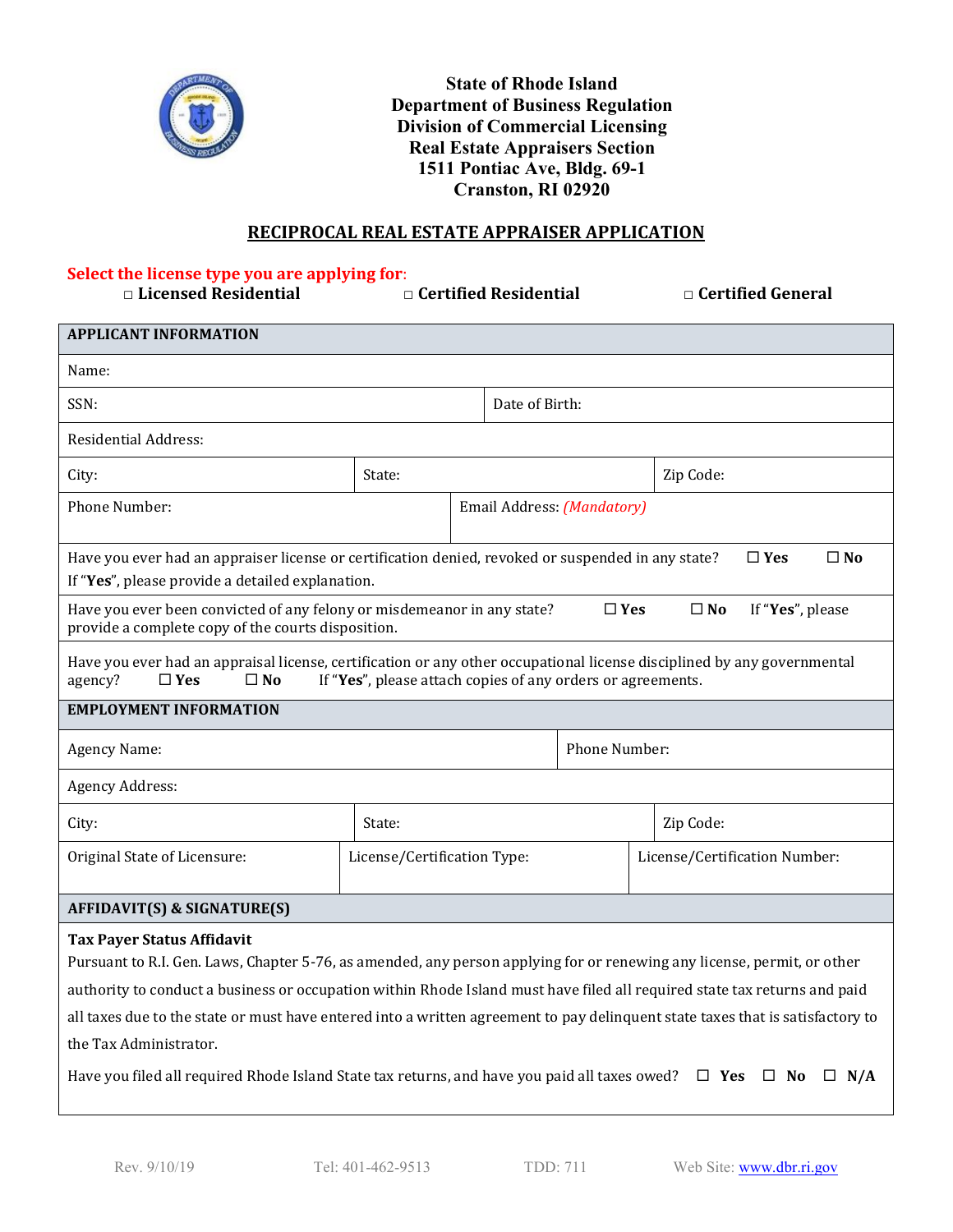**State of Rhode Island**
**Department of Business Regulation**
**Division of Commercial Licensing**
**Real Estate Appraisers Section**
**1511 Pontiac Ave, Bldg. 69-1**
**Cranston, RI 02920**

## RECIPROCAL REAL ESTATE APPRAISER APPLICATION

**Select the license type you are applying for:**

□ **Licensed Residential** □ **Certified Residential** □ **Certified General**

| **APPLICANT INFORMATION** | | |
|---|---|---|
| Name: | | |
| SSN: | Date of Birth: | |
| Residential Address: | | |
| City: | State: | Zip Code: |
| Phone Number: | Email Address: *(Mandatory)* | |
| Have you ever had an appraiser license or certification denied, revoked or suspended in any state? ☐ **Yes** ☐ **No** If "**Yes**", please provide a detailed explanation. | | |
| Have you ever been convicted of any felony or misdemeanor in any state? ☐ **Yes** ☐ **No** If "**Yes**", please provide a complete copy of the courts disposition. | | |
| Have you ever had an appraisal license, certification or any other occupational license disciplined by any governmental agency? ☐ **Yes** ☐ **No** If "**Yes**", please attach copies of any orders or agreements. | | |
| **EMPLOYMENT INFORMATION** | | |
| Agency Name: | Phone Number: | |
| Agency Address: | | |
| City: | State: | Zip Code: |
| Original State of Licensure: | License/Certification Type: | License/Certification Number: |
| **AFFIDAVIT(S) & SIGNATURE(S)** | | |

**Tax Payer Status Affidavit**

Pursuant to R.I. Gen. Laws, Chapter 5-76, as amended, any person applying for or renewing any license, permit, or other authority to conduct a business or occupation within Rhode Island must have filed all required state tax returns and paid all taxes due to the state or must have entered into a written agreement to pay delinquent state taxes that is satisfactory to the Tax Administrator.

Have you filed all required Rhode Island State tax returns, and have you paid all taxes owed? ☐ **Yes** ☐ **No** ☐ **N/A**

Rev. 9/10/19 Tel: 401-462-9513 TDD: 711 Web Site: www.dbr.ri.gov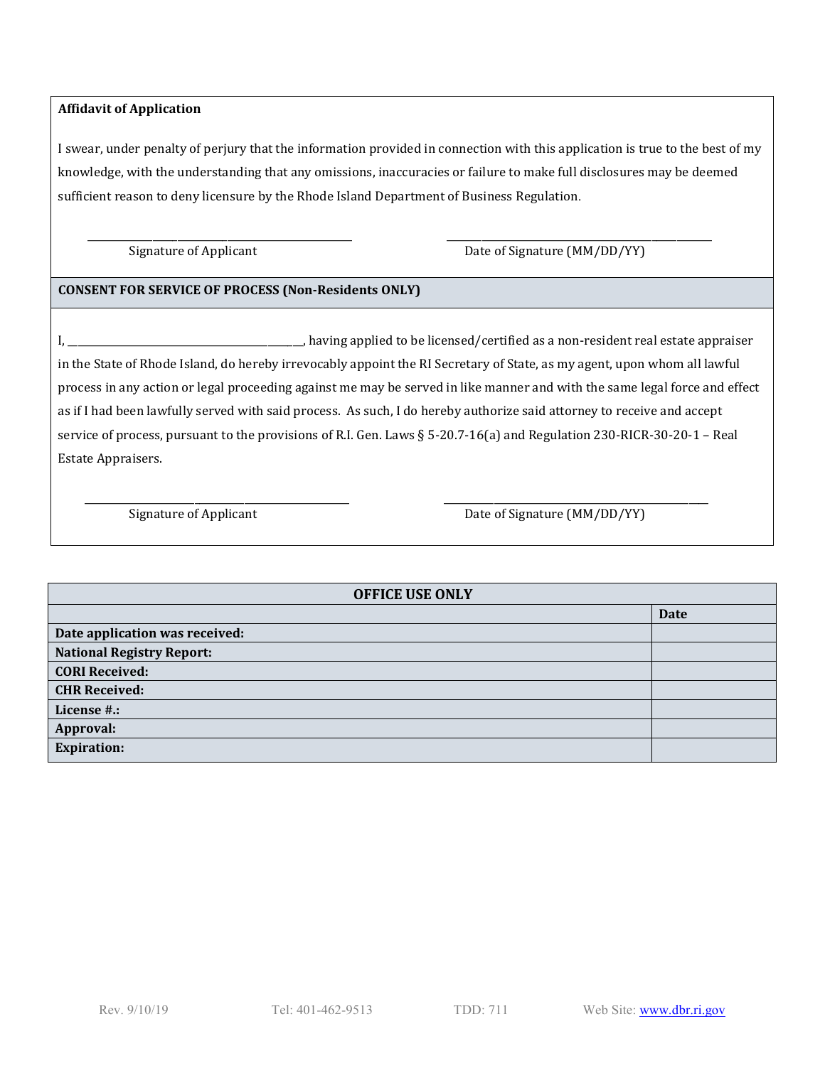**Affidavit of Application**

I swear, under penalty of perjury that the information provided in connection with this application is true to the best of my knowledge, with the understanding that any omissions, inaccuracies or failure to make full disclosures may be deemed sufficient reason to deny licensure by the Rhode Island Department of Business Regulation.

\_\_\_\_\_\_\_\_\_\_\_\_\_\_\_\_\_\_\_\_\_\_\_\_\_\_\_\_\_\_\_\_\_\_\_\_\_\_\_\_\_\_ \_\_\_\_\_\_\_\_\_\_\_\_\_\_\_\_\_\_\_\_\_\_\_\_\_\_\_\_\_\_\_\_\_\_\_\_\_\_\_\_\_\_

Signature of Applicant Date of Signature (MM/DD/YY)

**CONSENT FOR SERVICE OF PROCESS (Non-Residents ONLY)**

I, \_\_\_\_\_\_\_\_\_\_\_\_\_\_\_\_\_\_\_\_\_\_\_\_\_\_\_\_\_\_\_\_\_\_\_\_\_\_\_\_\_\_, having applied to be licensed/certified as a non-resident real estate appraiser in the State of Rhode Island, do hereby irrevocably appoint the RI Secretary of State, as my agent, upon whom all lawful process in any action or legal proceeding against me may be served in like manner and with the same legal force and effect as if I had been lawfully served with said process. As such, I do hereby authorize said attorney to receive and accept service of process, pursuant to the provisions of R.I. Gen. Laws § 5-20.7-16(a) and Regulation 230-RICR-30-20-1 – Real Estate Appraisers.

\_\_\_\_\_\_\_\_\_\_\_\_\_\_\_\_\_\_\_\_\_\_\_\_\_\_\_\_\_\_\_\_\_\_\_\_\_\_\_\_\_\_ \_\_\_\_\_\_\_\_\_\_\_\_\_\_\_\_\_\_\_\_\_\_\_\_\_\_\_\_\_\_\_\_\_\_\_\_\_\_\_\_\_\_

Signature of Applicant Date of Signature (MM/DD/YY)

| OFFICE USE ONLY | |
|---|---|
| | **Date** |
| **Date application was received:** | |
| **National Registry Report:** | |
| **CORI Received:** | |
| **CHR Received:** | |
| **License #.:** | |
| **Approval:** | |
| **Expiration:** | |

Rev. 9/10/19 Tel: 401-462-9513 TDD: 711 Web Site: www.dbr.ri.gov